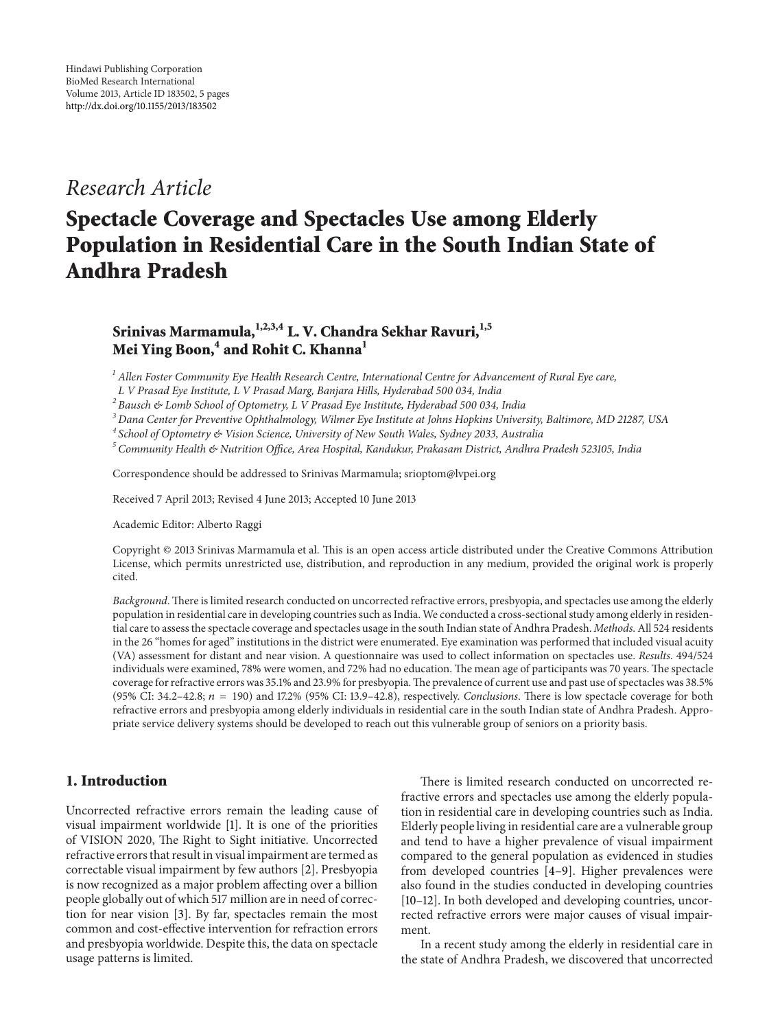Hindawi Publishing Corporation
BioMed Research International
Volume 2013, Article ID 183502, 5 pages
http://dx.doi.org/10.1155/2013/183502

*Research Article*

# Spectacle Coverage and Spectacles Use among Elderly Population in Residential Care in the South Indian State of Andhra Pradesh

**Srinivas Marmamula,[1,2,3,4] L. V. Chandra Sekhar Ravuri,[1,5] Mei Ying Boon,[4] and Rohit C. Khanna[1]**

[1] *Allen Foster Community Eye Health Research Centre, International Centre for Advancement of Rural Eye care, L V Prasad Eye Institute, L V Prasad Marg, Banjara Hills, Hyderabad 500 034, India*
[2] *Bausch & Lomb School of Optometry, L V Prasad Eye Institute, Hyderabad 500 034, India*
[3] *Dana Center for Preventive Ophthalmology, Wilmer Eye Institute at Johns Hopkins University, Baltimore, MD 21287, USA*
[4] *School of Optometry & Vision Science, University of New South Wales, Sydney 2033, Australia*
[5] *Community Health & Nutrition Office, Area Hospital, Kandukur, Prakasam District, Andhra Pradesh 523105, India*

Correspondence should be addressed to Srinivas Marmamula; srioptom@lvpei.org

Received 7 April 2013; Revised 4 June 2013; Accepted 10 June 2013

Academic Editor: Alberto Raggi

Copyright © 2013 Srinivas Marmamula et al. This is an open access article distributed under the Creative Commons Attribution License, which permits unrestricted use, distribution, and reproduction in any medium, provided the original work is properly cited.

*Background*. There is limited research conducted on uncorrected refractive errors, presbyopia, and spectacles use among the elderly population in residential care in developing countries such as India. We conducted a cross-sectional study among elderly in residential care to assess the spectacle coverage and spectacles usage in the south Indian state of Andhra Pradesh. *Methods*. All 524 residents in the 26 "homes for aged" institutions in the district were enumerated. Eye examination was performed that included visual acuity (VA) assessment for distant and near vision. A questionnaire was used to collect information on spectacles use. *Results*. 494/524 individuals were examined, 78% were women, and 72% had no education. The mean age of participants was 70 years. The spectacle coverage for refractive errors was 35.1% and 23.9% for presbyopia. The prevalence of current use and past use of spectacles was 38.5% (95% CI: 34.2–42.8; $n = 190$) and 17.2% (95% CI: 13.9–42.8), respectively. *Conclusions*. There is low spectacle coverage for both refractive errors and presbyopia among elderly individuals in residential care in the south Indian state of Andhra Pradesh. Appropriate service delivery systems should be developed to reach out this vulnerable group of seniors on a priority basis.

## 1. Introduction

Uncorrected refractive errors remain the leading cause of visual impairment worldwide [1]. It is one of the priorities of VISION 2020, The Right to Sight initiative. Uncorrected refractive errors that result in visual impairment are termed as correctable visual impairment by few authors [2]. Presbyopia is now recognized as a major problem affecting over a billion people globally out of which 517 million are in need of correction for near vision [3]. By far, spectacles remain the most common and cost-effective intervention for refraction errors and presbyopia worldwide. Despite this, the data on spectacle usage patterns is limited.

There is limited research conducted on uncorrected refractive errors and spectacles use among the elderly population in residential care in developing countries such as India. Elderly people living in residential care are a vulnerable group and tend to have a higher prevalence of visual impairment compared to the general population as evidenced in studies from developed countries [4–9]. Higher prevalences were also found in the studies conducted in developing countries [10–12]. In both developed and developing countries, uncorrected refractive errors were major causes of visual impairment.

In a recent study among the elderly in residential care in the state of Andhra Pradesh, we discovered that uncorrected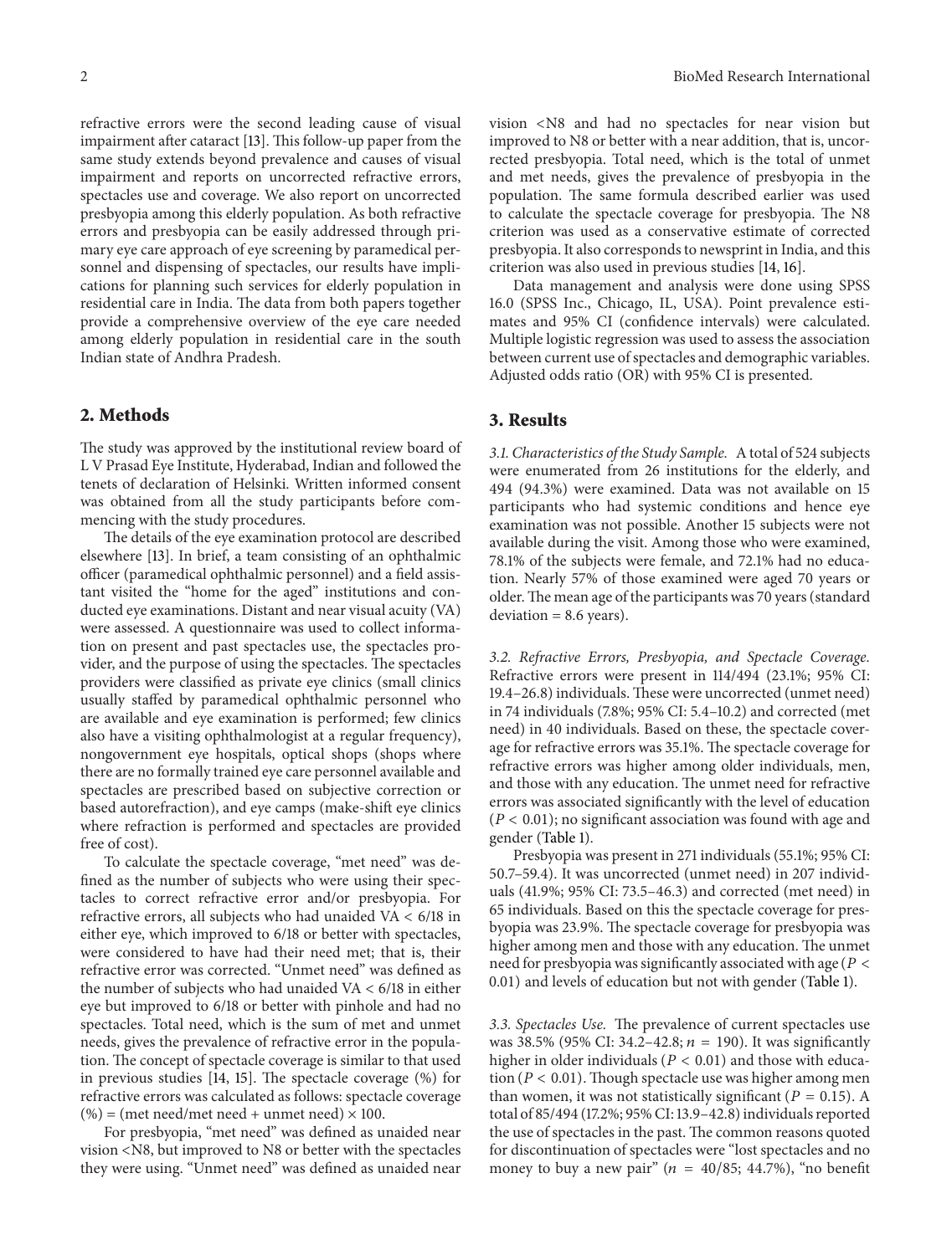refractive errors were the second leading cause of visual impairment after cataract [13]. This follow-up paper from the same study extends beyond prevalence and causes of visual impairment and reports on uncorrected refractive errors, spectacles use and coverage. We also report on uncorrected presbyopia among this elderly population. As both refractive errors and presbyopia can be easily addressed through primary eye care approach of eye screening by paramedical personnel and dispensing of spectacles, our results have implications for planning such services for elderly population in residential care in India. The data from both papers together provide a comprehensive overview of the eye care needed among elderly population in residential care in the south Indian state of Andhra Pradesh.

## 2. Methods

The study was approved by the institutional review board of L V Prasad Eye Institute, Hyderabad, Indian and followed the tenets of declaration of Helsinki. Written informed consent was obtained from all the study participants before commencing with the study procedures.

The details of the eye examination protocol are described elsewhere [13]. In brief, a team consisting of an ophthalmic officer (paramedical ophthalmic personnel) and a field assistant visited the "home for the aged" institutions and conducted eye examinations. Distant and near visual acuity (VA) were assessed. A questionnaire was used to collect information on present and past spectacles use, the spectacles provider, and the purpose of using the spectacles. The spectacles providers were classified as private eye clinics (small clinics usually staffed by paramedical ophthalmic personnel who are available and eye examination is performed; few clinics also have a visiting ophthalmologist at a regular frequency), nongovernment eye hospitals, optical shops (shops where there are no formally trained eye care personnel available and spectacles are prescribed based on subjective correction or based autorefraction), and eye camps (make-shift eye clinics where refraction is performed and spectacles are provided free of cost).

To calculate the spectacle coverage, "met need" was defined as the number of subjects who were using their spectacles to correct refractive error and/or presbyopia. For refractive errors, all subjects who had unaided VA < 6/18 in either eye, which improved to 6/18 or better with spectacles, were considered to have had their need met; that is, their refractive error was corrected. "Unmet need" was defined as the number of subjects who had unaided VA < 6/18 in either eye but improved to 6/18 or better with pinhole and had no spectacles. Total need, which is the sum of met and unmet needs, gives the prevalence of refractive error in the population. The concept of spectacle coverage is similar to that used in previous studies [14, 15]. The spectacle coverage (%) for refractive errors was calculated as follows: spectacle coverage (%) = (met need/met need + unmet need) × 100.

For presbyopia, "met need" was defined as unaided near vision <N8, but improved to N8 or better with the spectacles they were using. "Unmet need" was defined as unaided near vision <N8 and had no spectacles for near vision but improved to N8 or better with a near addition, that is, uncorrected presbyopia. Total need, which is the total of unmet and met needs, gives the prevalence of presbyopia in the population. The same formula described earlier was used to calculate the spectacle coverage for presbyopia. The N8 criterion was used as a conservative estimate of corrected presbyopia. It also corresponds to newsprint in India, and this criterion was also used in previous studies [14, 16].

Data management and analysis were done using SPSS 16.0 (SPSS Inc., Chicago, IL, USA). Point prevalence estimates and 95% CI (confidence intervals) were calculated. Multiple logistic regression was used to assess the association between current use of spectacles and demographic variables. Adjusted odds ratio (OR) with 95% CI is presented.

## 3. Results

*3.1. Characteristics of the Study Sample.* A total of 524 subjects were enumerated from 26 institutions for the elderly, and 494 (94.3%) were examined. Data was not available on 15 participants who had systemic conditions and hence eye examination was not possible. Another 15 subjects were not available during the visit. Among those who were examined, 78.1% of the subjects were female, and 72.1% had no education. Nearly 57% of those examined were aged 70 years or older. The mean age of the participants was 70 years (standard deviation = 8.6 years).

*3.2. Refractive Errors, Presbyopia, and Spectacle Coverage.* Refractive errors were present in 114/494 (23.1%; 95% CI: 19.4–26.8) individuals. These were uncorrected (unmet need) in 74 individuals (7.8%; 95% CI: 5.4–10.2) and corrected (met need) in 40 individuals. Based on these, the spectacle coverage for refractive errors was 35.1%. The spectacle coverage for refractive errors was higher among older individuals, men, and those with any education. The unmet need for refractive errors was associated significantly with the level of education ($P < 0.01$); no significant association was found with age and gender (Table 1).

Presbyopia was present in 271 individuals (55.1%; 95% CI: 50.7–59.4). It was uncorrected (unmet need) in 207 individuals (41.9%; 95% CI: 73.5–46.3) and corrected (met need) in 65 individuals. Based on this the spectacle coverage for presbyopia was 23.9%. The spectacle coverage for presbyopia was higher among men and those with any education. The unmet need for presbyopia was significantly associated with age ($P < 0.01$) and levels of education but not with gender (Table 1).

*3.3. Spectacles Use.* The prevalence of current spectacles use was 38.5% (95% CI: 34.2–42.8; $n$ = 190). It was significantly higher in older individuals ($P < 0.01$) and those with education ($P < 0.01$). Though spectacle use was higher among men than women, it was not statistically significant ($P = 0.15$). A total of 85/494 (17.2%; 95% CI: 13.9–42.8) individuals reported the use of spectacles in the past. The common reasons quoted for discontinuation of spectacles were "lost spectacles and no money to buy a new pair" ($n$ = 40/85; 44.7%), "no benefit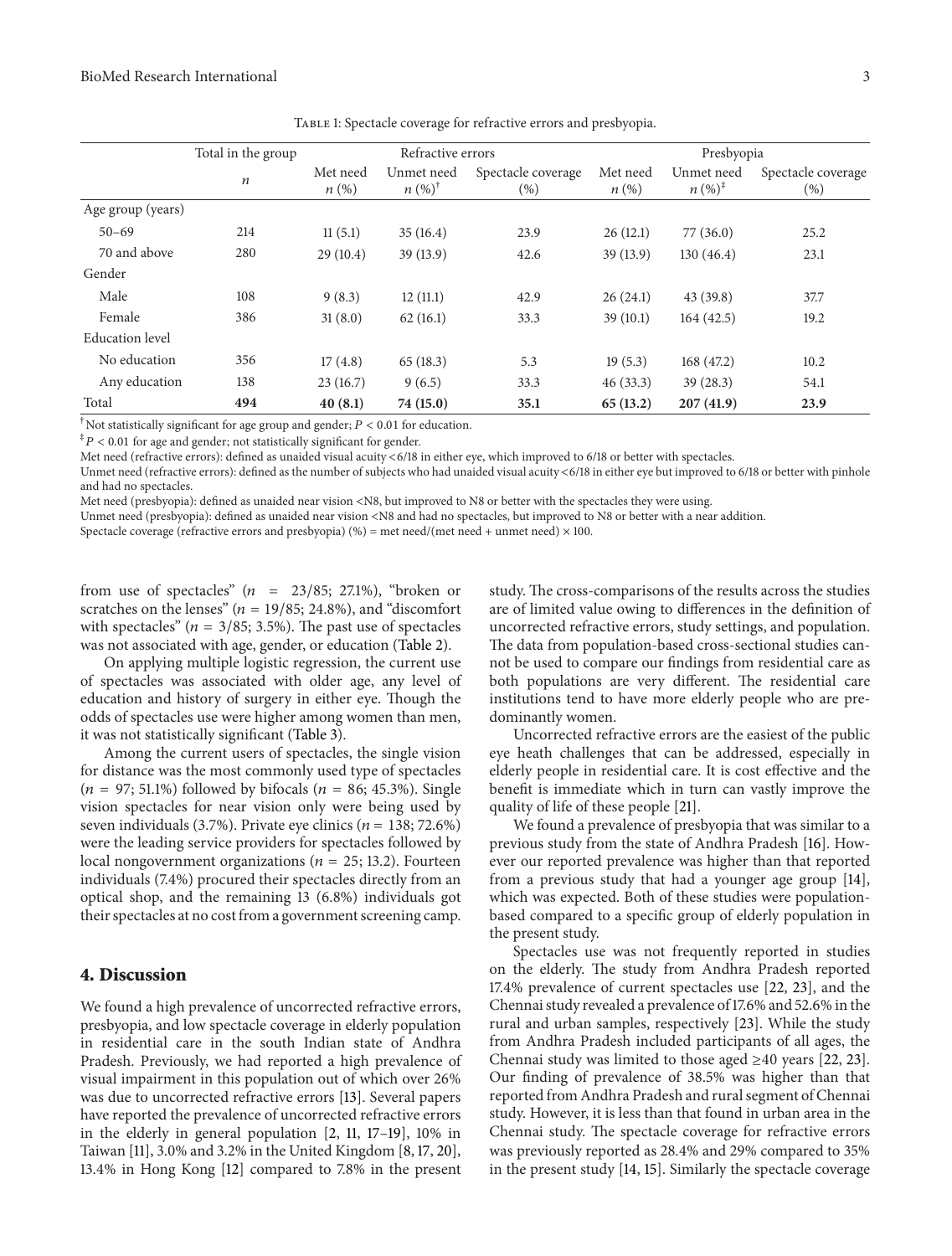Table 1: Spectacle coverage for refractive errors and presbyopia.

| | Total in the group | Refractive errors | | | Presbyopia | | |
|---|---|---|---|---|---|---|---|
| | $n$ | Met need $n$ (%) | Unmet need $n$ (%)[†] | Spectacle coverage (%) | Met need $n$ (%) | Unmet need $n$ (%)[‡] | Spectacle coverage (%) |
| Age group (years) | | | | | | | |
| 50–69 | 214 | 11 (5.1) | 35 (16.4) | 23.9 | 26 (12.1) | 77 (36.0) | 25.2 |
| 70 and above | 280 | 29 (10.4) | 39 (13.9) | 42.6 | 39 (13.9) | 130 (46.4) | 23.1 |
| Gender | | | | | | | |
| Male | 108 | 9 (8.3) | 12 (11.1) | 42.9 | 26 (24.1) | 43 (39.8) | 37.7 |
| Female | 386 | 31 (8.0) | 62 (16.1) | 33.3 | 39 (10.1) | 164 (42.5) | 19.2 |
| Education level | | | | | | | |
| No education | 356 | 17 (4.8) | 65 (18.3) | 5.3 | 19 (5.3) | 168 (47.2) | 10.2 |
| Any education | 138 | 23 (16.7) | 9 (6.5) | 33.3 | 46 (33.3) | 39 (28.3) | 54.1 |
| Total | **494** | **40 (8.1)** | **74 (15.0)** | **35.1** | **65 (13.2)** | **207 (41.9)** | **23.9** |

[†]Not statistically significant for age group and gender; $P < 0.01$ for education.

[‡]$P < 0.01$ for age and gender; not statistically significant for gender.

Met need (refractive errors): defined as unaided visual acuity <6/18 in either eye, which improved to 6/18 or better with spectacles.

Unmet need (refractive errors): defined as the number of subjects who had unaided visual acuity <6/18 in either eye but improved to 6/18 or better with pinhole and had no spectacles.

Met need (presbyopia): defined as unaided near vision <N8, but improved to N8 or better with the spectacles they were using.

Unmet need (presbyopia): defined as unaided near vision <N8 and had no spectacles, but improved to N8 or better with a near addition.

Spectacle coverage (refractive errors and presbyopia) (%) = met need/(met need + unmet need) × 100.

from use of spectacles" ($n = 23/85$; 27.1%), "broken or scratches on the lenses" ($n = 19/85$; 24.8%), and "discomfort with spectacles" ($n = 3/85$; 3.5%). The past use of spectacles was not associated with age, gender, or education (Table 2).

On applying multiple logistic regression, the current use of spectacles was associated with older age, any level of education and history of surgery in either eye. Though the odds of spectacles use were higher among women than men, it was not statistically significant (Table 3).

Among the current users of spectacles, the single vision for distance was the most commonly used type of spectacles ($n = 97$; 51.1%) followed by bifocals ($n = 86$; 45.3%). Single vision spectacles for near vision only were being used by seven individuals (3.7%). Private eye clinics ($n = 138$; 72.6%) were the leading service providers for spectacles followed by local nongovernment organizations ($n = 25$; 13.2). Fourteen individuals (7.4%) procured their spectacles directly from an optical shop, and the remaining 13 (6.8%) individuals got their spectacles at no cost from a government screening camp.

## 4. Discussion

We found a high prevalence of uncorrected refractive errors, presbyopia, and low spectacle coverage in elderly population in residential care in the south Indian state of Andhra Pradesh. Previously, we had reported a high prevalence of visual impairment in this population out of which over 26% was due to uncorrected refractive errors [13]. Several papers have reported the prevalence of uncorrected refractive errors in the elderly in general population [2, 11, 17–19], 10% in Taiwan [11], 3.0% and 3.2% in the United Kingdom [8, 17, 20], 13.4% in Hong Kong [12] compared to 7.8% in the present study. The cross-comparisons of the results across the studies are of limited value owing to differences in the definition of uncorrected refractive errors, study settings, and population. The data from population-based cross-sectional studies cannot be used to compare our findings from residential care as both populations are very different. The residential care institutions tend to have more elderly people who are predominantly women.

Uncorrected refractive errors are the easiest of the public eye heath challenges that can be addressed, especially in elderly people in residential care. It is cost effective and the benefit is immediate which in turn can vastly improve the quality of life of these people [21].

We found a prevalence of presbyopia that was similar to a previous study from the state of Andhra Pradesh [16]. However our reported prevalence was higher than that reported from a previous study that had a younger age group [14], which was expected. Both of these studies were population-based compared to a specific group of elderly population in the present study.

Spectacles use was not frequently reported in studies on the elderly. The study from Andhra Pradesh reported 17.4% prevalence of current spectacles use [22, 23], and the Chennai study revealed a prevalence of 17.6% and 52.6% in the rural and urban samples, respectively [23]. While the study from Andhra Pradesh included participants of all ages, the Chennai study was limited to those aged ≥40 years [22, 23]. Our finding of prevalence of 38.5% was higher than that reported from Andhra Pradesh and rural segment of Chennai study. However, it is less than that found in urban area in the Chennai study. The spectacle coverage for refractive errors was previously reported as 28.4% and 29% compared to 35% in the present study [14, 15]. Similarly the spectacle coverage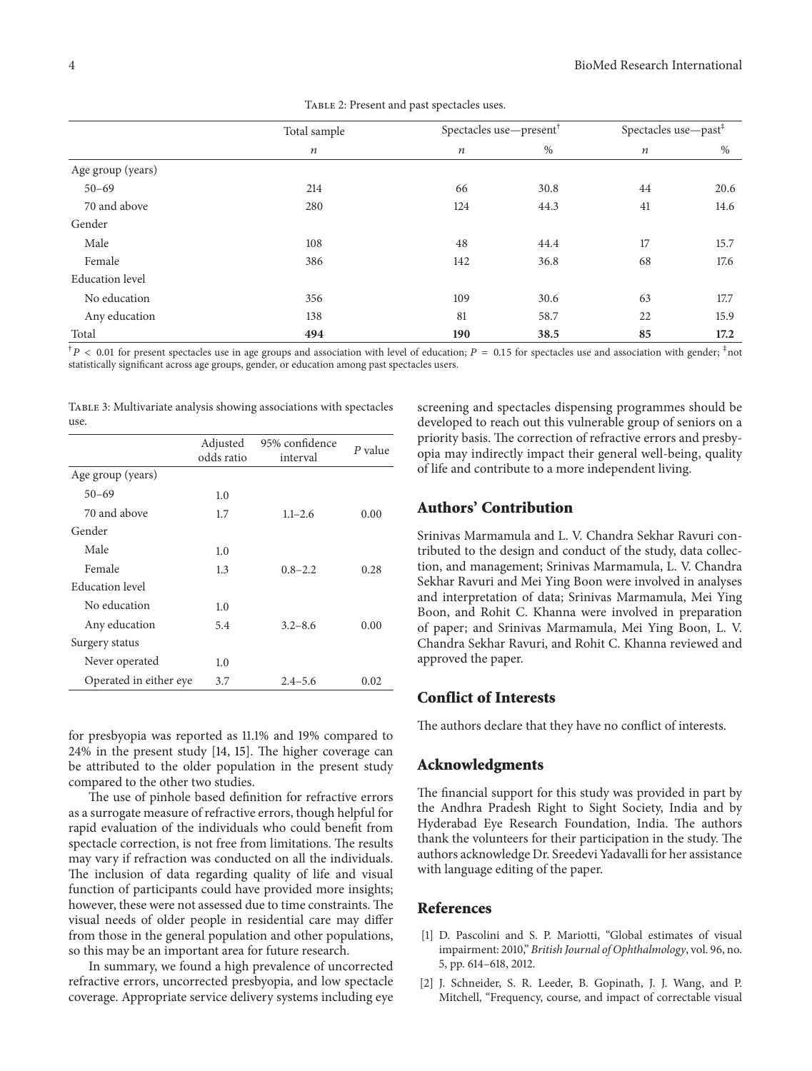Table 2: Present and past spectacles uses.

| | Total sample | Spectacles use—present† | | Spectacles use—past‡ | |
|---|---|---|---|---|---|
| | $n$ | $n$ | % | $n$ | % |
| Age group (years) | | | | | |
| 50–69 | 214 | 66 | 30.8 | 44 | 20.6 |
| 70 and above | 280 | 124 | 44.3 | 41 | 14.6 |
| Gender | | | | | |
| Male | 108 | 48 | 44.4 | 17 | 15.7 |
| Female | 386 | 142 | 36.8 | 68 | 17.6 |
| Education level | | | | | |
| No education | 356 | 109 | 30.6 | 63 | 17.7 |
| Any education | 138 | 81 | 58.7 | 22 | 15.9 |
| Total | **494** | **190** | **38.5** | **85** | **17.2** |

†$P < 0.01$ for present spectacles use in age groups and association with level of education; $P = 0.15$ for spectacles use and association with gender; ‡not statistically significant across age groups, gender, or education among past spectacles users.

Table 3: Multivariate analysis showing associations with spectacles use.

| | Adjusted odds ratio | 95% confidence interval | $P$ value |
|---|---|---|---|
| Age group (years) | | | |
| 50–69 | 1.0 | | |
| 70 and above | 1.7 | 1.1–2.6 | 0.00 |
| Gender | | | |
| Male | 1.0 | | |
| Female | 1.3 | 0.8–2.2 | 0.28 |
| Education level | | | |
| No education | 1.0 | | |
| Any education | 5.4 | 3.2–8.6 | 0.00 |
| Surgery status | | | |
| Never operated | 1.0 | | |
| Operated in either eye | 3.7 | 2.4–5.6 | 0.02 |

for presbyopia was reported as 11.1% and 19% compared to 24% in the present study [14, 15]. The higher coverage can be attributed to the older population in the present study compared to the other two studies.

The use of pinhole based definition for refractive errors as a surrogate measure of refractive errors, though helpful for rapid evaluation of the individuals who could benefit from spectacle correction, is not free from limitations. The results may vary if refraction was conducted on all the individuals. The inclusion of data regarding quality of life and visual function of participants could have provided more insights; however, these were not assessed due to time constraints. The visual needs of older people in residential care may differ from those in the general population and other populations, so this may be an important area for future research.

In summary, we found a high prevalence of uncorrected refractive errors, uncorrected presbyopia, and low spectacle coverage. Appropriate service delivery systems including eye screening and spectacles dispensing programmes should be developed to reach out this vulnerable group of seniors on a priority basis. The correction of refractive errors and presbyopia may indirectly impact their general well-being, quality of life and contribute to a more independent living.

## Authors' Contribution

Srinivas Marmamula and L. V. Chandra Sekhar Ravuri contributed to the design and conduct of the study, data collection, and management; Srinivas Marmamula, L. V. Chandra Sekhar Ravuri and Mei Ying Boon were involved in analyses and interpretation of data; Srinivas Marmamula, Mei Ying Boon, and Rohit C. Khanna were involved in preparation of paper; and Srinivas Marmamula, Mei Ying Boon, L. V. Chandra Sekhar Ravuri, and Rohit C. Khanna reviewed and approved the paper.

## Conflict of Interests

The authors declare that they have no conflict of interests.

## Acknowledgments

The financial support for this study was provided in part by the Andhra Pradesh Right to Sight Society, India and by Hyderabad Eye Research Foundation, India. The authors thank the volunteers for their participation in the study. The authors acknowledge Dr. Sreedevi Yadavalli for her assistance with language editing of the paper.

## References

[1] D. Pascolini and S. P. Mariotti, "Global estimates of visual impairment: 2010," *British Journal of Ophthalmology*, vol. 96, no. 5, pp. 614–618, 2012.

[2] J. Schneider, S. R. Leeder, B. Gopinath, J. J. Wang, and P. Mitchell, "Frequency, course, and impact of correctable visual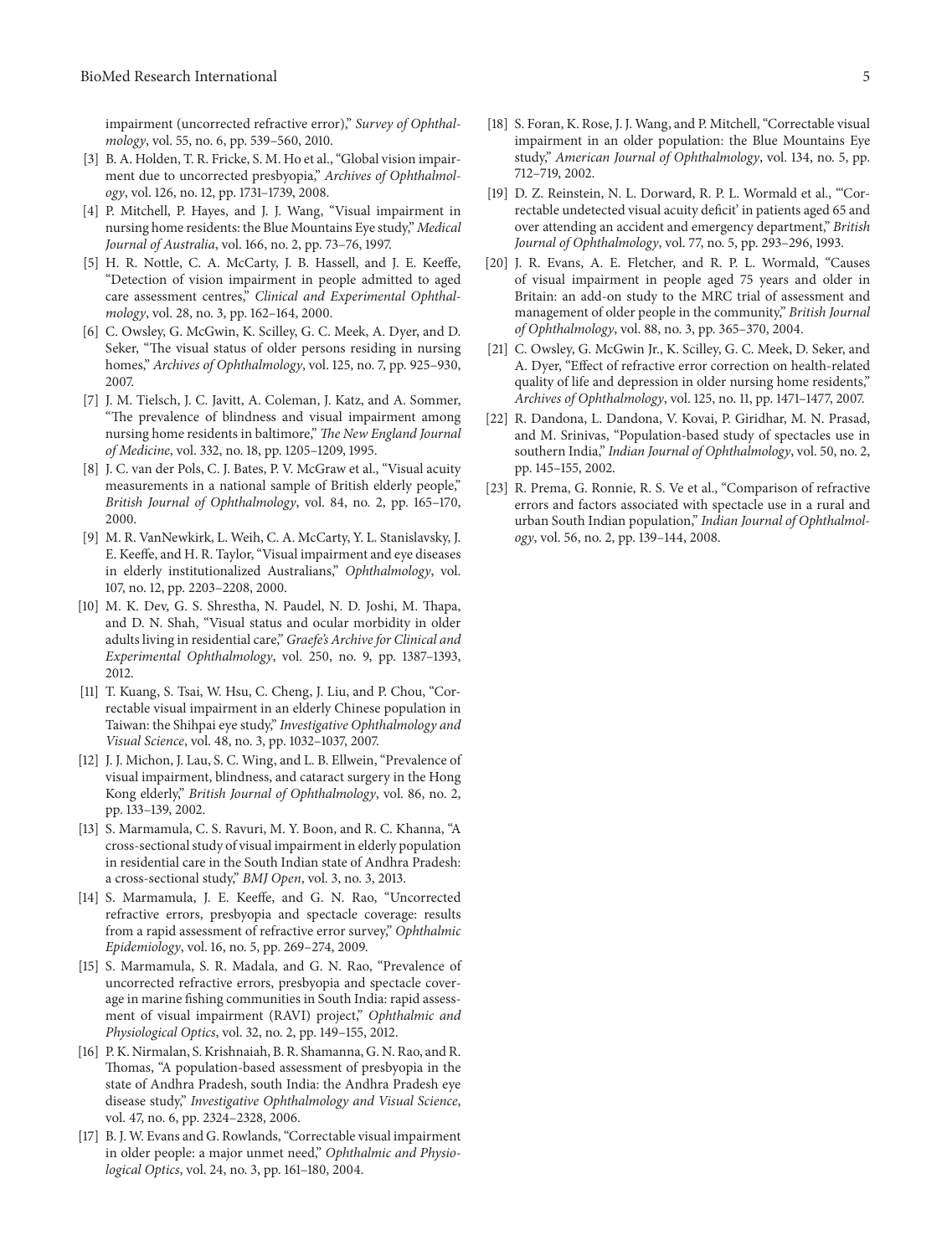impairment (uncorrected refractive error)," *Survey of Ophthalmology*, vol. 55, no. 6, pp. 539–560, 2010.

[3] B. A. Holden, T. R. Fricke, S. M. Ho et al., "Global vision impairment due to uncorrected presbyopia," *Archives of Ophthalmology*, vol. 126, no. 12, pp. 1731–1739, 2008.

[4] P. Mitchell, P. Hayes, and J. J. Wang, "Visual impairment in nursing home residents: the Blue Mountains Eye study," *Medical Journal of Australia*, vol. 166, no. 2, pp. 73–76, 1997.

[5] H. R. Nottle, C. A. McCarty, J. B. Hassell, and J. E. Keeffe, "Detection of vision impairment in people admitted to aged care assessment centres," *Clinical and Experimental Ophthalmology*, vol. 28, no. 3, pp. 162–164, 2000.

[6] C. Owsley, G. McGwin, K. Scilley, G. C. Meek, A. Dyer, and D. Seker, "The visual status of older persons residing in nursing homes," *Archives of Ophthalmology*, vol. 125, no. 7, pp. 925–930, 2007.

[7] J. M. Tielsch, J. C. Javitt, A. Coleman, J. Katz, and A. Sommer, "The prevalence of blindness and visual impairment among nursing home residents in baltimore," *The New England Journal of Medicine*, vol. 332, no. 18, pp. 1205–1209, 1995.

[8] J. C. van der Pols, C. J. Bates, P. V. McGraw et al., "Visual acuity measurements in a national sample of British elderly people," *British Journal of Ophthalmology*, vol. 84, no. 2, pp. 165–170, 2000.

[9] M. R. VanNewkirk, L. Weih, C. A. McCarty, Y. L. Stanislavsky, J. E. Keeffe, and H. R. Taylor, "Visual impairment and eye diseases in elderly institutionalized Australians," *Ophthalmology*, vol. 107, no. 12, pp. 2203–2208, 2000.

[10] M. K. Dev, G. S. Shrestha, N. Paudel, N. D. Joshi, M. Thapa, and D. N. Shah, "Visual status and ocular morbidity in older adults living in residential care," *Graefe's Archive for Clinical and Experimental Ophthalmology*, vol. 250, no. 9, pp. 1387–1393, 2012.

[11] T. Kuang, S. Tsai, W. Hsu, C. Cheng, J. Liu, and P. Chou, "Correctable visual impairment in an elderly Chinese population in Taiwan: the Shihpai eye study," *Investigative Ophthalmology and Visual Science*, vol. 48, no. 3, pp. 1032–1037, 2007.

[12] J. J. Michon, J. Lau, S. C. Wing, and L. B. Ellwein, "Prevalence of visual impairment, blindness, and cataract surgery in the Hong Kong elderly," *British Journal of Ophthalmology*, vol. 86, no. 2, pp. 133–139, 2002.

[13] S. Marmamula, C. S. Ravuri, M. Y. Boon, and R. C. Khanna, "A cross-sectional study of visual impairment in elderly population in residential care in the South Indian state of Andhra Pradesh: a cross-sectional study," *BMJ Open*, vol. 3, no. 3, 2013.

[14] S. Marmamula, J. E. Keeffe, and G. N. Rao, "Uncorrected refractive errors, presbyopia and spectacle coverage: results from a rapid assessment of refractive error survey," *Ophthalmic Epidemiology*, vol. 16, no. 5, pp. 269–274, 2009.

[15] S. Marmamula, S. R. Madala, and G. N. Rao, "Prevalence of uncorrected refractive errors, presbyopia and spectacle coverage in marine fishing communities in South India: rapid assessment of visual impairment (RAVI) project," *Ophthalmic and Physiological Optics*, vol. 32, no. 2, pp. 149–155, 2012.

[16] P. K. Nirmalan, S. Krishnaiah, B. R. Shamanna, G. N. Rao, and R. Thomas, "A population-based assessment of presbyopia in the state of Andhra Pradesh, south India: the Andhra Pradesh eye disease study," *Investigative Ophthalmology and Visual Science*, vol. 47, no. 6, pp. 2324–2328, 2006.

[17] B. J. W. Evans and G. Rowlands, "Correctable visual impairment in older people: a major unmet need," *Ophthalmic and Physiological Optics*, vol. 24, no. 3, pp. 161–180, 2004.

[18] S. Foran, K. Rose, J. J. Wang, and P. Mitchell, "Correctable visual impairment in an older population: the Blue Mountains Eye study," *American Journal of Ophthalmology*, vol. 134, no. 5, pp. 712–719, 2002.

[19] D. Z. Reinstein, N. L. Dorward, R. P. L. Wormald et al., "'Correctable undetected visual acuity deficit' in patients aged 65 and over attending an accident and emergency department," *British Journal of Ophthalmology*, vol. 77, no. 5, pp. 293–296, 1993.

[20] J. R. Evans, A. E. Fletcher, and R. P. L. Wormald, "Causes of visual impairment in people aged 75 years and older in Britain: an add-on study to the MRC trial of assessment and management of older people in the community," *British Journal of Ophthalmology*, vol. 88, no. 3, pp. 365–370, 2004.

[21] C. Owsley, G. McGwin Jr., K. Scilley, G. C. Meek, D. Seker, and A. Dyer, "Effect of refractive error correction on health-related quality of life and depression in older nursing home residents," *Archives of Ophthalmology*, vol. 125, no. 11, pp. 1471–1477, 2007.

[22] R. Dandona, L. Dandona, V. Kovai, P. Giridhar, M. N. Prasad, and M. Srinivas, "Population-based study of spectacles use in southern India," *Indian Journal of Ophthalmology*, vol. 50, no. 2, pp. 145–155, 2002.

[23] R. Prema, G. Ronnie, R. S. Ve et al., "Comparison of refractive errors and factors associated with spectacle use in a rural and urban South Indian population," *Indian Journal of Ophthalmology*, vol. 56, no. 2, pp. 139–144, 2008.